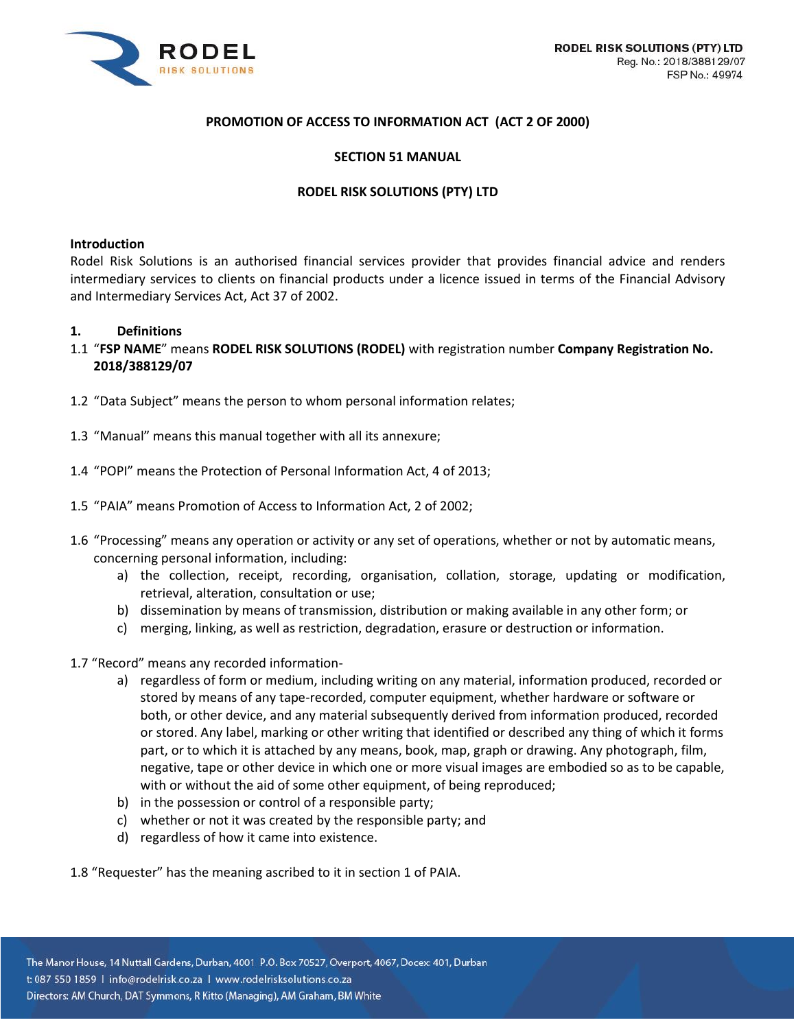RODEL RISK SOLUTIONS (PTY) LTD
Reg. No.: 2018/388129/07
FSP No.: 49974

# PROMOTION OF ACCESS TO INFORMATION ACT (ACT 2 OF 2000)

## SECTION 51 MANUAL

## RODEL RISK SOLUTIONS (PTY) LTD

**Introduction**

Rodel Risk Solutions is an authorised financial services provider that provides financial advice and renders intermediary services to clients on financial products under a licence issued in terms of the Financial Advisory and Intermediary Services Act, Act 37 of 2002.

**1. Definitions**

1.1 "**FSP NAME**" means **RODEL RISK SOLUTIONS (RODEL)** with registration number **Company Registration No. 2018/388129/07**

1.2 "Data Subject" means the person to whom personal information relates;

1.3 "Manual" means this manual together with all its annexure;

1.4 "POPI" means the Protection of Personal Information Act, 4 of 2013;

1.5 "PAIA" means Promotion of Access to Information Act, 2 of 2002;

1.6 "Processing" means any operation or activity or any set of operations, whether or not by automatic means, concerning personal information, including:

a) the collection, receipt, recording, organisation, collation, storage, updating or modification, retrieval, alteration, consultation or use;
b) dissemination by means of transmission, distribution or making available in any other form; or
c) merging, linking, as well as restriction, degradation, erasure or destruction or information.

1.7 "Record" means any recorded information-

a) regardless of form or medium, including writing on any material, information produced, recorded or stored by means of any tape-recorded, computer equipment, whether hardware or software or both, or other device, and any material subsequently derived from information produced, recorded or stored. Any label, marking or other writing that identified or described any thing of which it forms part, or to which it is attached by any means, book, map, graph or drawing. Any photograph, film, negative, tape or other device in which one or more visual images are embodied so as to be capable, with or without the aid of some other equipment, of being reproduced;
b) in the possession or control of a responsible party;
c) whether or not it was created by the responsible party; and
d) regardless of how it came into existence.

1.8 "Requester" has the meaning ascribed to it in section 1 of PAIA.

The Manor House, 14 Nuttall Gardens, Durban, 4001 P.O. Box 70527, Overport, 4067, Docex: 401, Durban
t: 087 550 1859 | info@rodelrisk.co.za | www.rodelrisksolutions.co.za
Directors: AM Church, DAT Symmons, R Kitto (Managing), AM Graham, BM White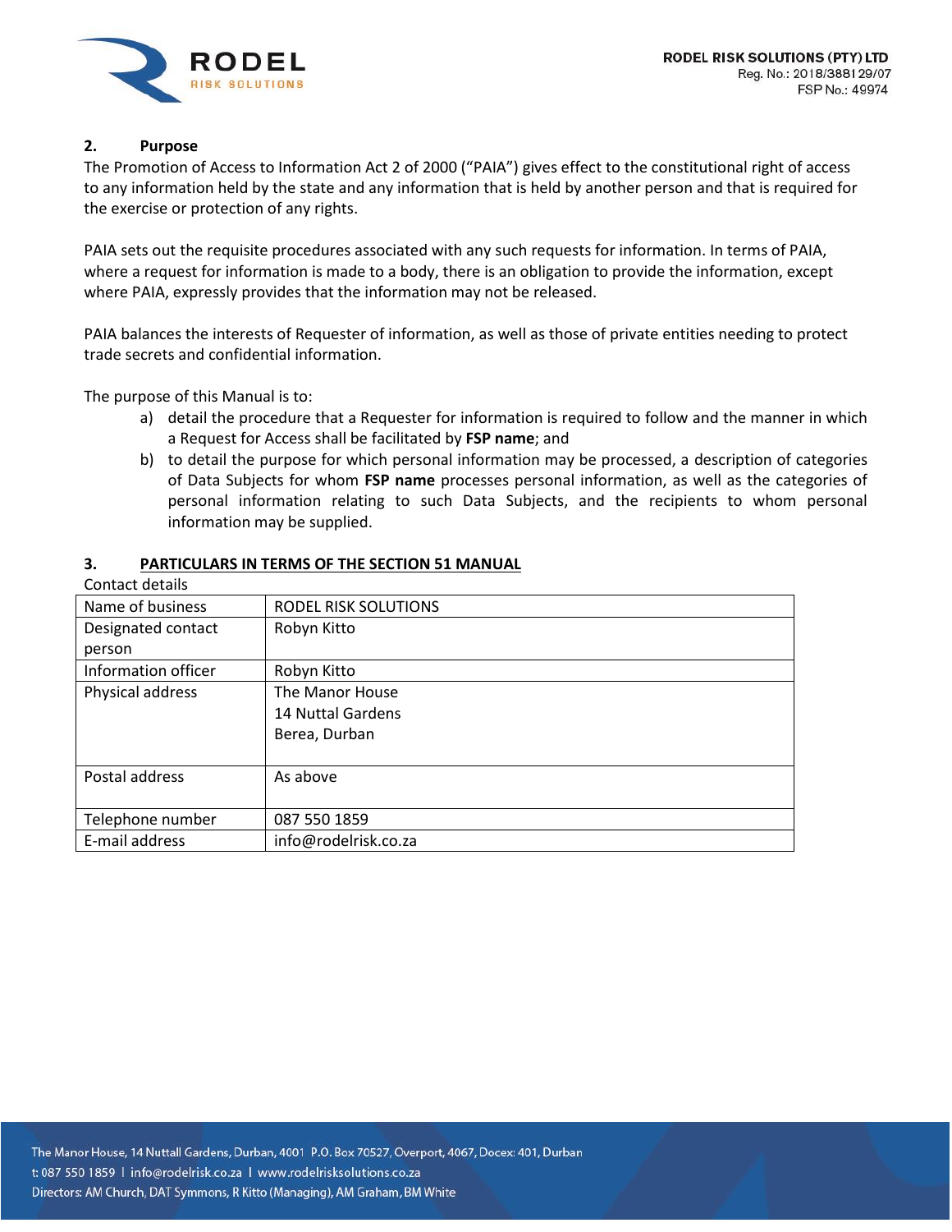## 2. Purpose

The Promotion of Access to Information Act 2 of 2000 ("PAIA") gives effect to the constitutional right of access to any information held by the state and any information that is held by another person and that is required for the exercise or protection of any rights.

PAIA sets out the requisite procedures associated with any such requests for information. In terms of PAIA, where a request for information is made to a body, there is an obligation to provide the information, except where PAIA, expressly provides that the information may not be released.

PAIA balances the interests of Requester of information, as well as those of private entities needing to protect trade secrets and confidential information.

The purpose of this Manual is to:

a) detail the procedure that a Requester for information is required to follow and the manner in which a Request for Access shall be facilitated by **FSP name**; and
b) to detail the purpose for which personal information may be processed, a description of categories of Data Subjects for whom **FSP name** processes personal information, as well as the categories of personal information relating to such Data Subjects, and the recipients to whom personal information may be supplied.

## 3. PARTICULARS IN TERMS OF THE SECTION 51 MANUAL

Contact details

| Name of business | RODEL RISK SOLUTIONS |
|---|---|
| Designated contact person | Robyn Kitto |
| Information officer | Robyn Kitto |
| Physical address | The Manor House<br>14 Nuttal Gardens<br>Berea, Durban |
| Postal address | As above |
| Telephone number | 087 550 1859 |
| E-mail address | info@rodelrisk.co.za |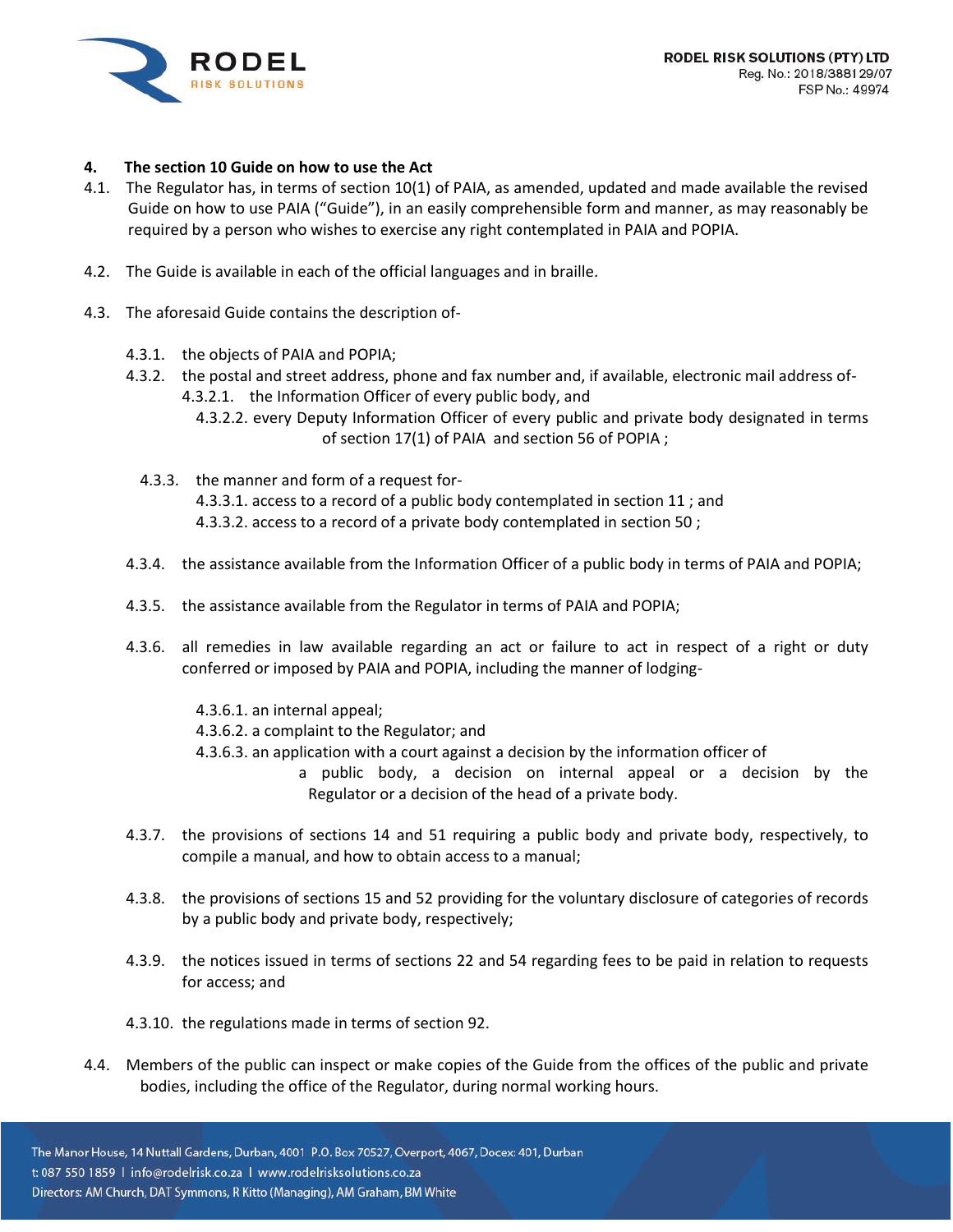## 4. The section 10 Guide on how to use the Act

4.1. The Regulator has, in terms of section 10(1) of PAIA, as amended, updated and made available the revised Guide on how to use PAIA ("Guide"), in an easily comprehensible form and manner, as may reasonably be required by a person who wishes to exercise any right contemplated in PAIA and POPIA.

4.2. The Guide is available in each of the official languages and in braille.

4.3. The aforesaid Guide contains the description of-

- 4.3.1. the objects of PAIA and POPIA;
- 4.3.2. the postal and street address, phone and fax number and, if available, electronic mail address of-
  - 4.3.2.1. the Information Officer of every public body, and
  - 4.3.2.2. every Deputy Information Officer of every public and private body designated in terms of section 17(1) of PAIA and section 56 of POPIA ;
- 4.3.3. the manner and form of a request for-
  - 4.3.3.1. access to a record of a public body contemplated in section 11 ; and
  - 4.3.3.2. access to a record of a private body contemplated in section 50 ;
- 4.3.4. the assistance available from the Information Officer of a public body in terms of PAIA and POPIA;
- 4.3.5. the assistance available from the Regulator in terms of PAIA and POPIA;
- 4.3.6. all remedies in law available regarding an act or failure to act in respect of a right or duty conferred or imposed by PAIA and POPIA, including the manner of lodging-
  - 4.3.6.1. an internal appeal;
  - 4.3.6.2. a complaint to the Regulator; and
  - 4.3.6.3. an application with a court against a decision by the information officer of a public body, a decision on internal appeal or a decision by the Regulator or a decision of the head of a private body.
- 4.3.7. the provisions of sections 14 and 51 requiring a public body and private body, respectively, to compile a manual, and how to obtain access to a manual;
- 4.3.8. the provisions of sections 15 and 52 providing for the voluntary disclosure of categories of records by a public body and private body, respectively;
- 4.3.9. the notices issued in terms of sections 22 and 54 regarding fees to be paid in relation to requests for access; and
- 4.3.10. the regulations made in terms of section 92.

4.4. Members of the public can inspect or make copies of the Guide from the offices of the public and private bodies, including the office of the Regulator, during normal working hours.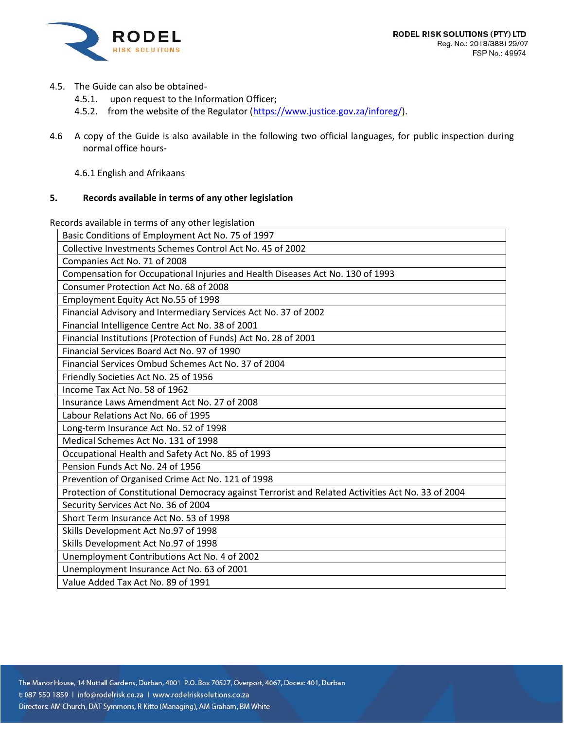4.5. The Guide can also be obtained-

4.5.1. upon request to the Information Officer;

4.5.2. from the website of the Regulator (https://www.justice.gov.za/inforeg/).

4.6 A copy of the Guide is also available in the following two official languages, for public inspection during normal office hours-

4.6.1 English and Afrikaans

**5. Records available in terms of any other legislation**

Records available in terms of any other legislation

| |
|---|
| Basic Conditions of Employment Act No. 75 of 1997 |
| Collective Investments Schemes Control Act No. 45 of 2002 |
| Companies Act No. 71 of 2008 |
| Compensation for Occupational Injuries and Health Diseases Act No. 130 of 1993 |
| Consumer Protection Act No. 68 of 2008 |
| Employment Equity Act No.55 of 1998 |
| Financial Advisory and Intermediary Services Act No. 37 of 2002 |
| Financial Intelligence Centre Act No. 38 of 2001 |
| Financial Institutions (Protection of Funds) Act No. 28 of 2001 |
| Financial Services Board Act No. 97 of 1990 |
| Financial Services Ombud Schemes Act No. 37 of 2004 |
| Friendly Societies Act No. 25 of 1956 |
| Income Tax Act No. 58 of 1962 |
| Insurance Laws Amendment Act No. 27 of 2008 |
| Labour Relations Act No. 66 of 1995 |
| Long-term Insurance Act No. 52 of 1998 |
| Medical Schemes Act No. 131 of 1998 |
| Occupational Health and Safety Act No. 85 of 1993 |
| Pension Funds Act No. 24 of 1956 |
| Prevention of Organised Crime Act No. 121 of 1998 |
| Protection of Constitutional Democracy against Terrorist and Related Activities Act No. 33 of 2004 |
| Security Services Act No. 36 of 2004 |
| Short Term Insurance Act No. 53 of 1998 |
| Skills Development Act No.97 of 1998 |
| Skills Development Act No.97 of 1998 |
| Unemployment Contributions Act No. 4 of 2002 |
| Unemployment Insurance Act No. 63 of 2001 |
| Value Added Tax Act No. 89 of 1991 |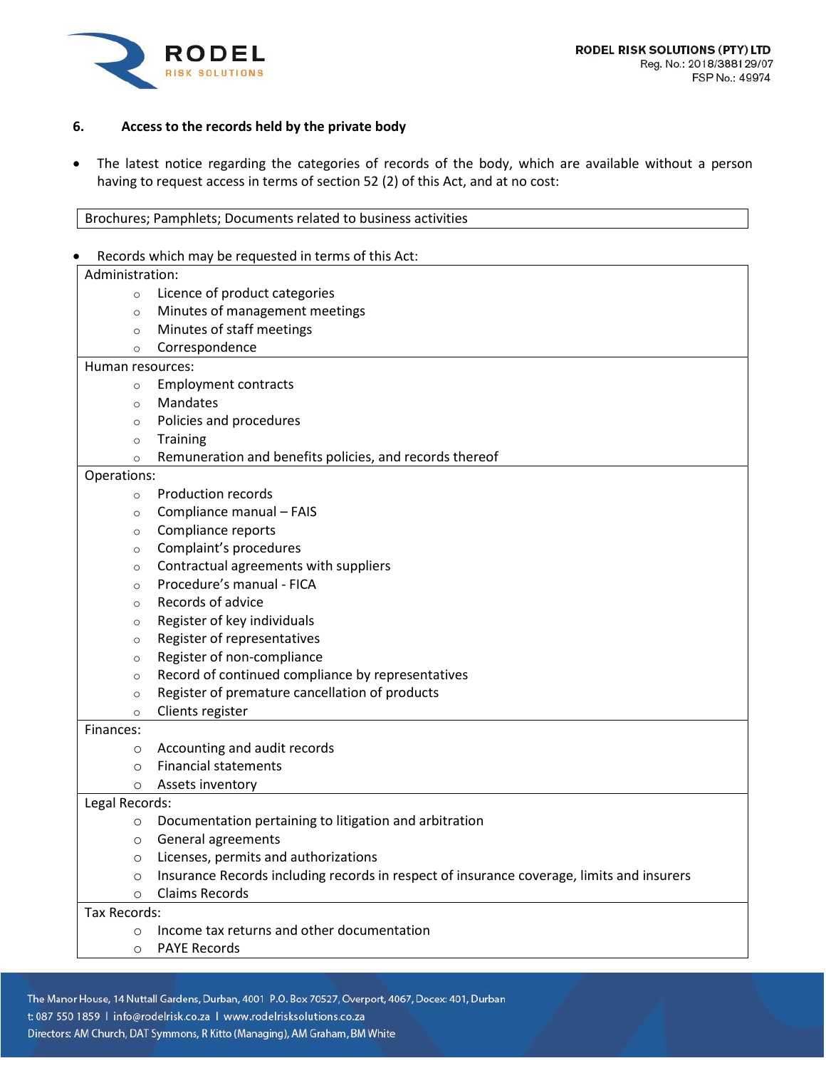## 6. Access to the records held by the private body

- The latest notice regarding the categories of records of the body, which are available without a person having to request access in terms of section 52 (2) of this Act, and at no cost:

| Brochures; Pamphlets; Documents related to business activities |
|---|

- Records which may be requested in terms of this Act:

| Records |
|---|
| Administration:<br>○ Licence of product categories<br>○ Minutes of management meetings<br>○ Minutes of staff meetings<br>○ Correspondence |
| Human resources:<br>○ Employment contracts<br>○ Mandates<br>○ Policies and procedures<br>○ Training<br>○ Remuneration and benefits policies, and records thereof |
| Operations:<br>○ Production records<br>○ Compliance manual – FAIS<br>○ Compliance reports<br>○ Complaint's procedures<br>○ Contractual agreements with suppliers<br>○ Procedure's manual - FICA<br>○ Records of advice<br>○ Register of key individuals<br>○ Register of representatives<br>○ Register of non-compliance<br>○ Record of continued compliance by representatives<br>○ Register of premature cancellation of products<br>○ Clients register |
| Finances:<br>○ Accounting and audit records<br>○ Financial statements<br>○ Assets inventory |
| Legal Records:<br>○ Documentation pertaining to litigation and arbitration<br>○ General agreements<br>○ Licenses, permits and authorizations<br>○ Insurance Records including records in respect of insurance coverage, limits and insurers<br>○ Claims Records |
| Tax Records:<br>○ Income tax returns and other documentation<br>○ PAYE Records |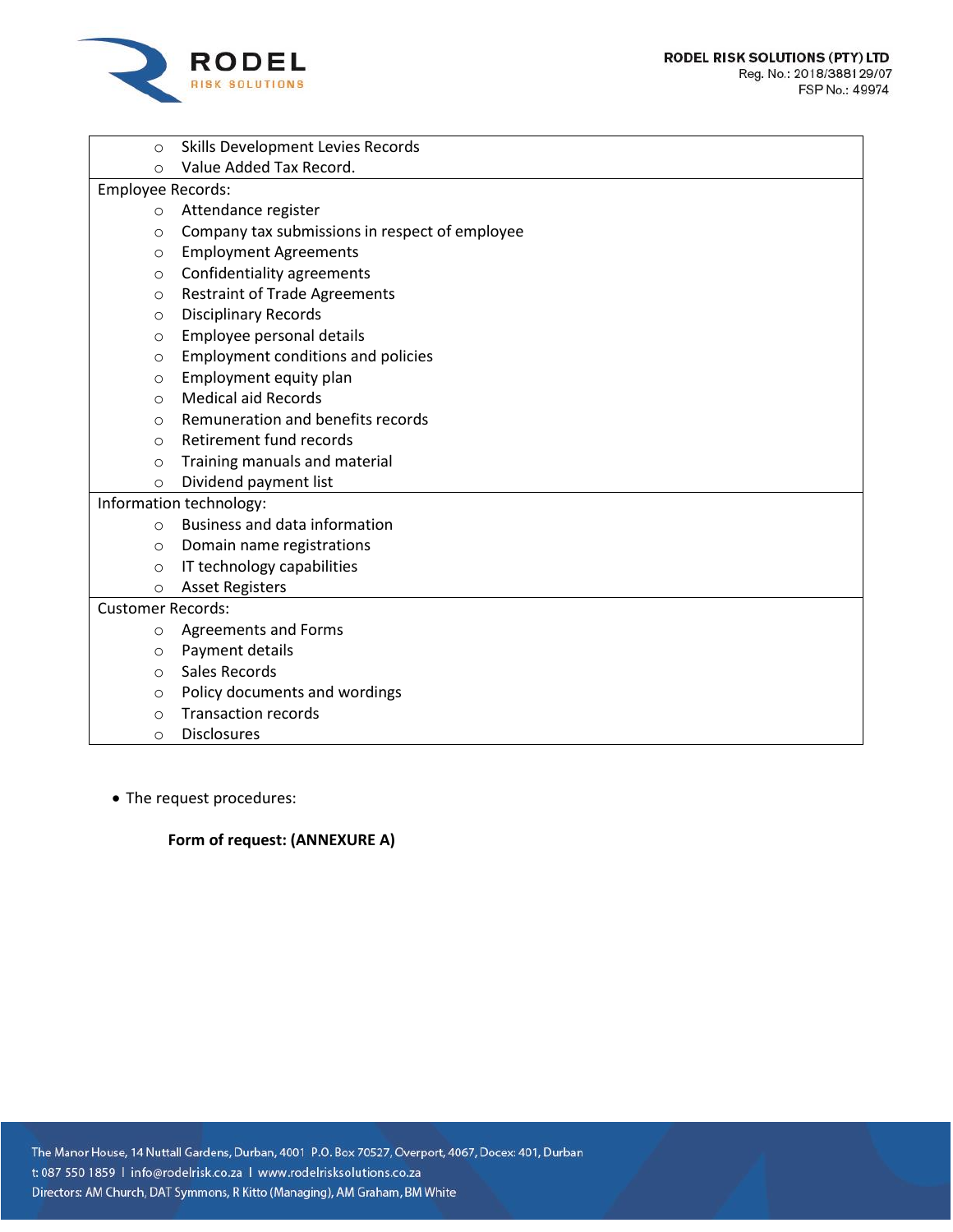| |
|---|
| - Skills Development Levies Records<br>- Value Added Tax Record. |
| Employee Records:<br>- Attendance register<br>- Company tax submissions in respect of employee<br>- Employment Agreements<br>- Confidentiality agreements<br>- Restraint of Trade Agreements<br>- Disciplinary Records<br>- Employee personal details<br>- Employment conditions and policies<br>- Employment equity plan<br>- Medical aid Records<br>- Remuneration and benefits records<br>- Retirement fund records<br>- Training manuals and material<br>- Dividend payment list |
| Information technology:<br>- Business and data information<br>- Domain name registrations<br>- IT technology capabilities<br>- Asset Registers |
| Customer Records:<br>- Agreements and Forms<br>- Payment details<br>- Sales Records<br>- Policy documents and wordings<br>- Transaction records<br>- Disclosures |

- The request procedures:

**Form of request: (ANNEXURE A)**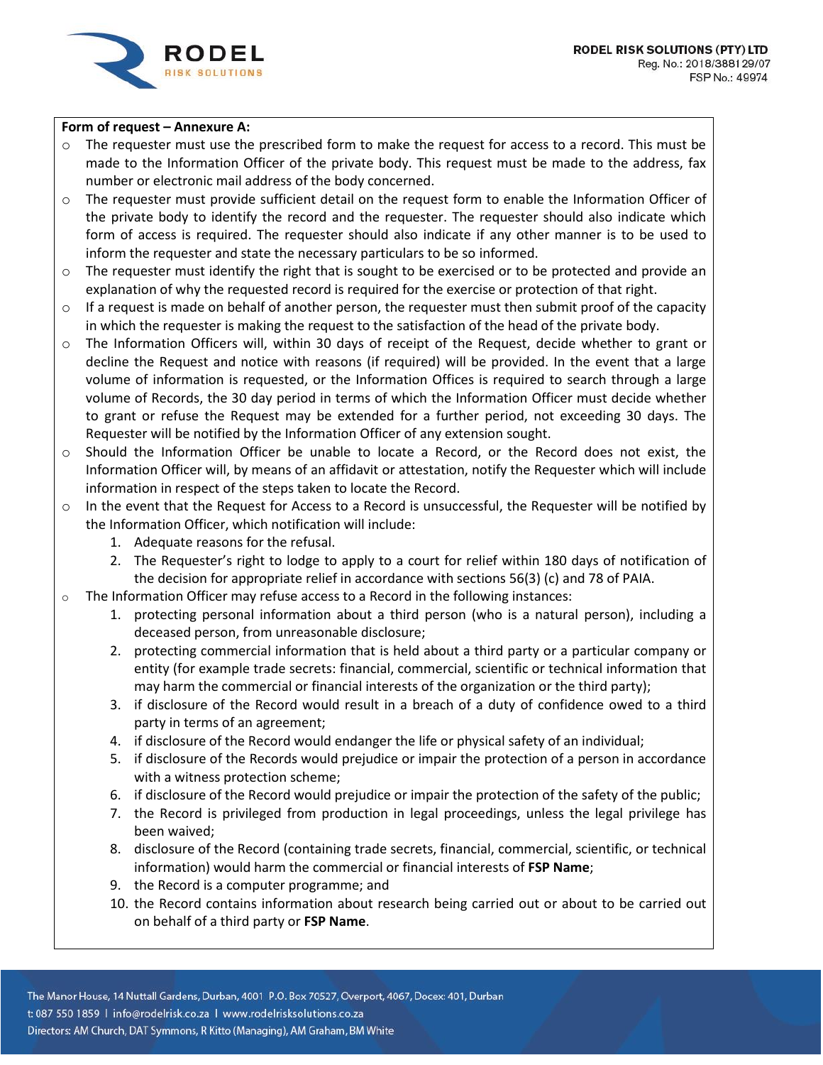**Form of request – Annexure A:**

- The requester must use the prescribed form to make the request for access to a record. This must be made to the Information Officer of the private body. This request must be made to the address, fax number or electronic mail address of the body concerned.
- The requester must provide sufficient detail on the request form to enable the Information Officer of the private body to identify the record and the requester. The requester should also indicate which form of access is required. The requester should also indicate if any other manner is to be used to inform the requester and state the necessary particulars to be so informed.
- The requester must identify the right that is sought to be exercised or to be protected and provide an explanation of why the requested record is required for the exercise or protection of that right.
- If a request is made on behalf of another person, the requester must then submit proof of the capacity in which the requester is making the request to the satisfaction of the head of the private body.
- The Information Officers will, within 30 days of receipt of the Request, decide whether to grant or decline the Request and notice with reasons (if required) will be provided. In the event that a large volume of information is requested, or the Information Offices is required to search through a large volume of Records, the 30 day period in terms of which the Information Officer must decide whether to grant or refuse the Request may be extended for a further period, not exceeding 30 days. The Requester will be notified by the Information Officer of any extension sought.
- Should the Information Officer be unable to locate a Record, or the Record does not exist, the Information Officer will, by means of an affidavit or attestation, notify the Requester which will include information in respect of the steps taken to locate the Record.
- In the event that the Request for Access to a Record is unsuccessful, the Requester will be notified by the Information Officer, which notification will include:
  1. Adequate reasons for the refusal.
  2. The Requester's right to lodge to apply to a court for relief within 180 days of notification of the decision for appropriate relief in accordance with sections 56(3) (c) and 78 of PAIA.
- The Information Officer may refuse access to a Record in the following instances:
  1. protecting personal information about a third person (who is a natural person), including a deceased person, from unreasonable disclosure;
  2. protecting commercial information that is held about a third party or a particular company or entity (for example trade secrets: financial, commercial, scientific or technical information that may harm the commercial or financial interests of the organization or the third party);
  3. if disclosure of the Record would result in a breach of a duty of confidence owed to a third party in terms of an agreement;
  4. if disclosure of the Record would endanger the life or physical safety of an individual;
  5. if disclosure of the Records would prejudice or impair the protection of a person in accordance with a witness protection scheme;
  6. if disclosure of the Record would prejudice or impair the protection of the safety of the public;
  7. the Record is privileged from production in legal proceedings, unless the legal privilege has been waived;
  8. disclosure of the Record (containing trade secrets, financial, commercial, scientific, or technical information) would harm the commercial or financial interests of **FSP Name**;
  9. the Record is a computer programme; and
  10. the Record contains information about research being carried out or about to be carried out on behalf of a third party or **FSP Name**.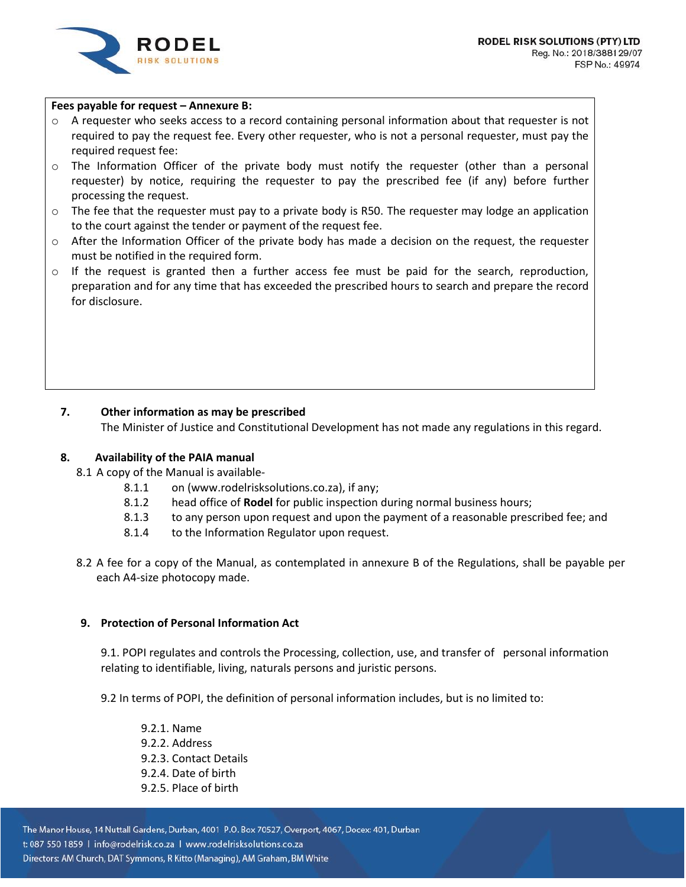**Fees payable for request – Annexure B:**

- A requester who seeks access to a record containing personal information about that requester is not required to pay the request fee. Every other requester, who is not a personal requester, must pay the required request fee:
- The Information Officer of the private body must notify the requester (other than a personal requester) by notice, requiring the requester to pay the prescribed fee (if any) before further processing the request.
- The fee that the requester must pay to a private body is R50. The requester may lodge an application to the court against the tender or payment of the request fee.
- After the Information Officer of the private body has made a decision on the request, the requester must be notified in the required form.
- If the request is granted then a further access fee must be paid for the search, reproduction, preparation and for any time that has exceeded the prescribed hours to search and prepare the record for disclosure.

## 7. Other information as may be prescribed

The Minister of Justice and Constitutional Development has not made any regulations in this regard.

## 8. Availability of the PAIA manual

8.1 A copy of the Manual is available-

- 8.1.1 on (www.rodelrisksolutions.co.za), if any;
- 8.1.2 head office of **Rodel** for public inspection during normal business hours;
- 8.1.3 to any person upon request and upon the payment of a reasonable prescribed fee; and
- 8.1.4 to the Information Regulator upon request.

8.2 A fee for a copy of the Manual, as contemplated in annexure B of the Regulations, shall be payable per each A4-size photocopy made.

## 9. Protection of Personal Information Act

9.1. POPI regulates and controls the Processing, collection, use, and transfer of personal information relating to identifiable, living, naturals persons and juristic persons.

9.2 In terms of POPI, the definition of personal information includes, but is no limited to:

- 9.2.1. Name
- 9.2.2. Address
- 9.2.3. Contact Details
- 9.2.4. Date of birth
- 9.2.5. Place of birth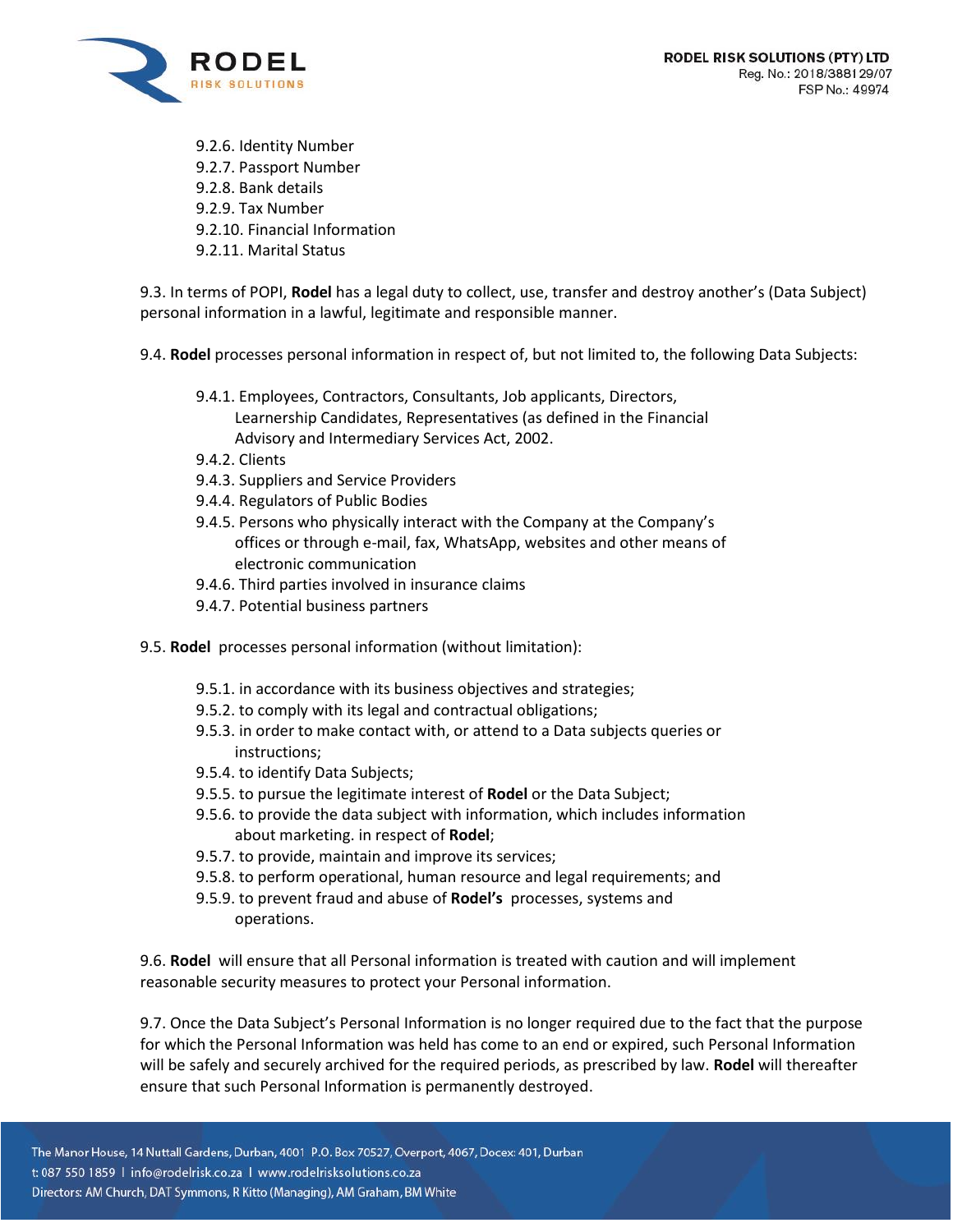9.2.6. Identity Number
9.2.7. Passport Number
9.2.8. Bank details
9.2.9. Tax Number
9.2.10. Financial Information
9.2.11. Marital Status

9.3. In terms of POPI, **Rodel** has a legal duty to collect, use, transfer and destroy another's (Data Subject) personal information in a lawful, legitimate and responsible manner.

9.4. **Rodel** processes personal information in respect of, but not limited to, the following Data Subjects:

9.4.1. Employees, Contractors, Consultants, Job applicants, Directors, Learnership Candidates, Representatives (as defined in the Financial Advisory and Intermediary Services Act, 2002.
9.4.2. Clients
9.4.3. Suppliers and Service Providers
9.4.4. Regulators of Public Bodies
9.4.5. Persons who physically interact with the Company at the Company's offices or through e-mail, fax, WhatsApp, websites and other means of electronic communication
9.4.6. Third parties involved in insurance claims
9.4.7. Potential business partners

9.5. **Rodel** processes personal information (without limitation):

9.5.1. in accordance with its business objectives and strategies;
9.5.2. to comply with its legal and contractual obligations;
9.5.3. in order to make contact with, or attend to a Data subjects queries or instructions;
9.5.4. to identify Data Subjects;
9.5.5. to pursue the legitimate interest of **Rodel** or the Data Subject;
9.5.6. to provide the data subject with information, which includes information about marketing. in respect of **Rodel**;
9.5.7. to provide, maintain and improve its services;
9.5.8. to perform operational, human resource and legal requirements; and
9.5.9. to prevent fraud and abuse of **Rodel's** processes, systems and operations.

9.6. **Rodel** will ensure that all Personal information is treated with caution and will implement reasonable security measures to protect your Personal information.

9.7. Once the Data Subject's Personal Information is no longer required due to the fact that the purpose for which the Personal Information was held has come to an end or expired, such Personal Information will be safely and securely archived for the required periods, as prescribed by law. **Rodel** will thereafter ensure that such Personal Information is permanently destroyed.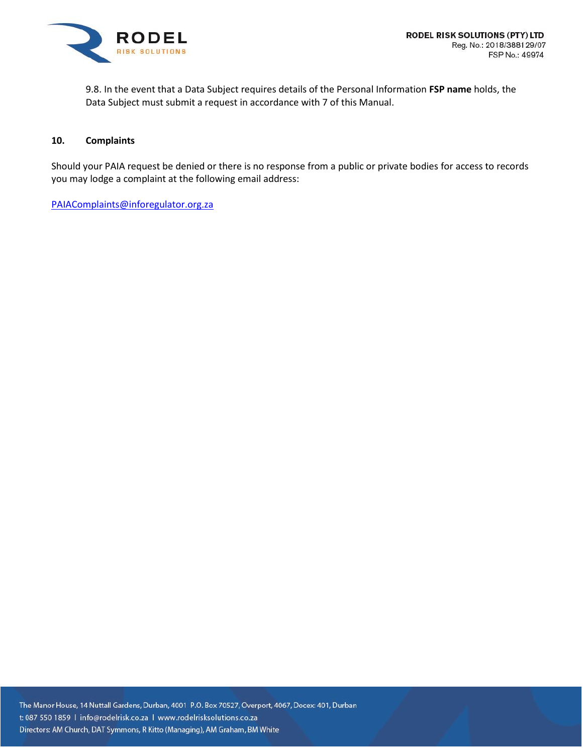9.8. In the event that a Data Subject requires details of the Personal Information **FSP name** holds, the Data Subject must submit a request in accordance with 7 of this Manual.

## 10. Complaints

Should your PAIA request be denied or there is no response from a public or private bodies for access to records you may lodge a complaint at the following email address:

[PAIAComplaints@inforegulator.org.za](mailto:PAIAComplaints@inforegulator.org.za)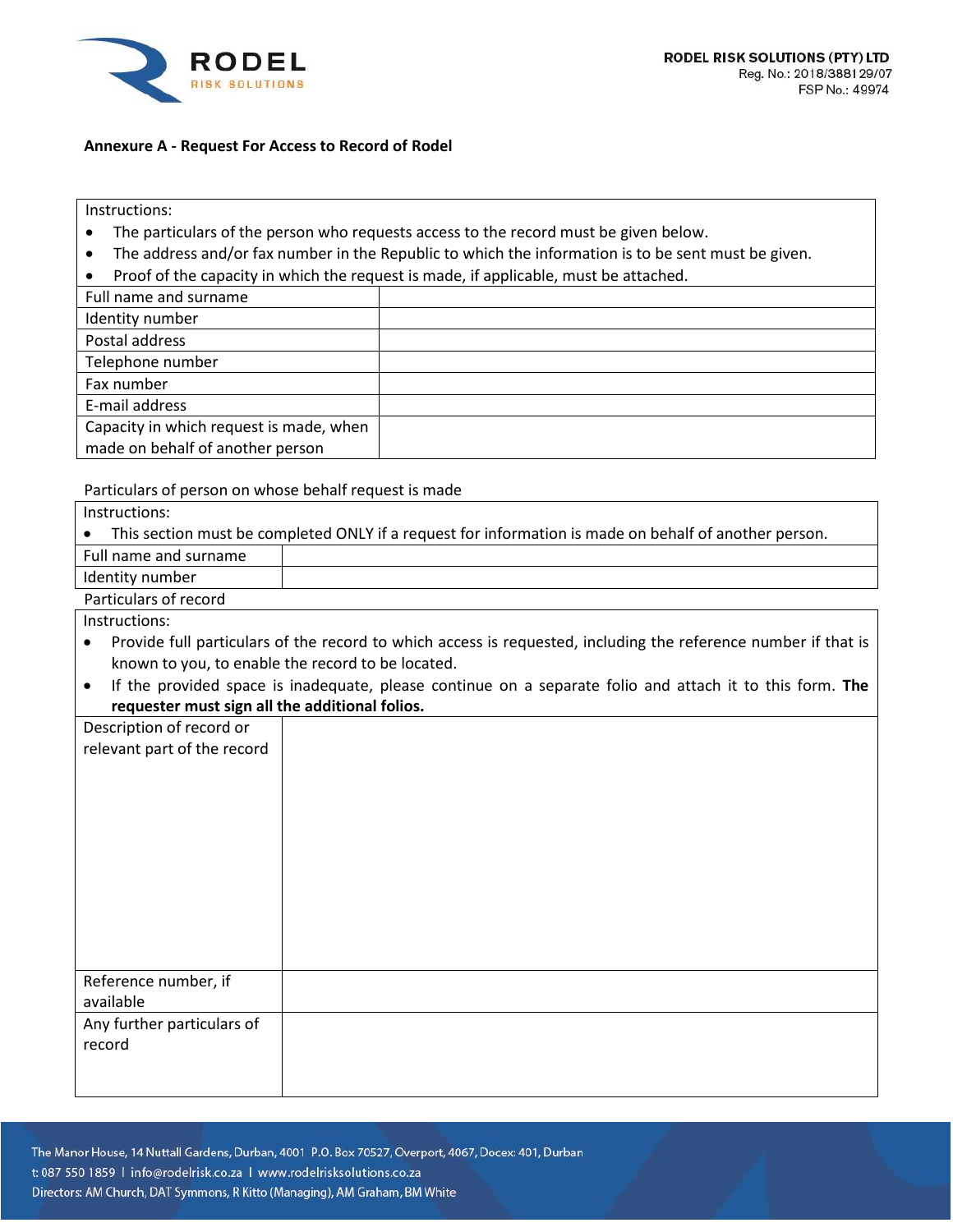**Annexure A - Request For Access to Record of Rodel**

| Instructions:<br>• The particulars of the person who requests access to the record must be given below.<br>• The address and/or fax number in the Republic to which the information is to be sent must be given.<br>• Proof of the capacity in which the request is made, if applicable, must be attached. | |
|---|---|
| Full name and surname | |
| Identity number | |
| Postal address | |
| Telephone number | |
| Fax number | |
| E-mail address | |
| Capacity in which request is made, when made on behalf of another person | |

Particulars of person on whose behalf request is made

| Instructions:<br>• This section must be completed ONLY if a request for information is made on behalf of another person. | |
|---|---|
| Full name and surname | |
| Identity number | |

Particulars of record

| Instructions:<br>• Provide full particulars of the record to which access is requested, including the reference number if that is known to you, to enable the record to be located.<br>• If the provided space is inadequate, please continue on a separate folio and attach it to this form. **The requester must sign all the additional folios.** | |
|---|---|
| Description of record or relevant part of the record | |
| Reference number, if available | |
| Any further particulars of record | |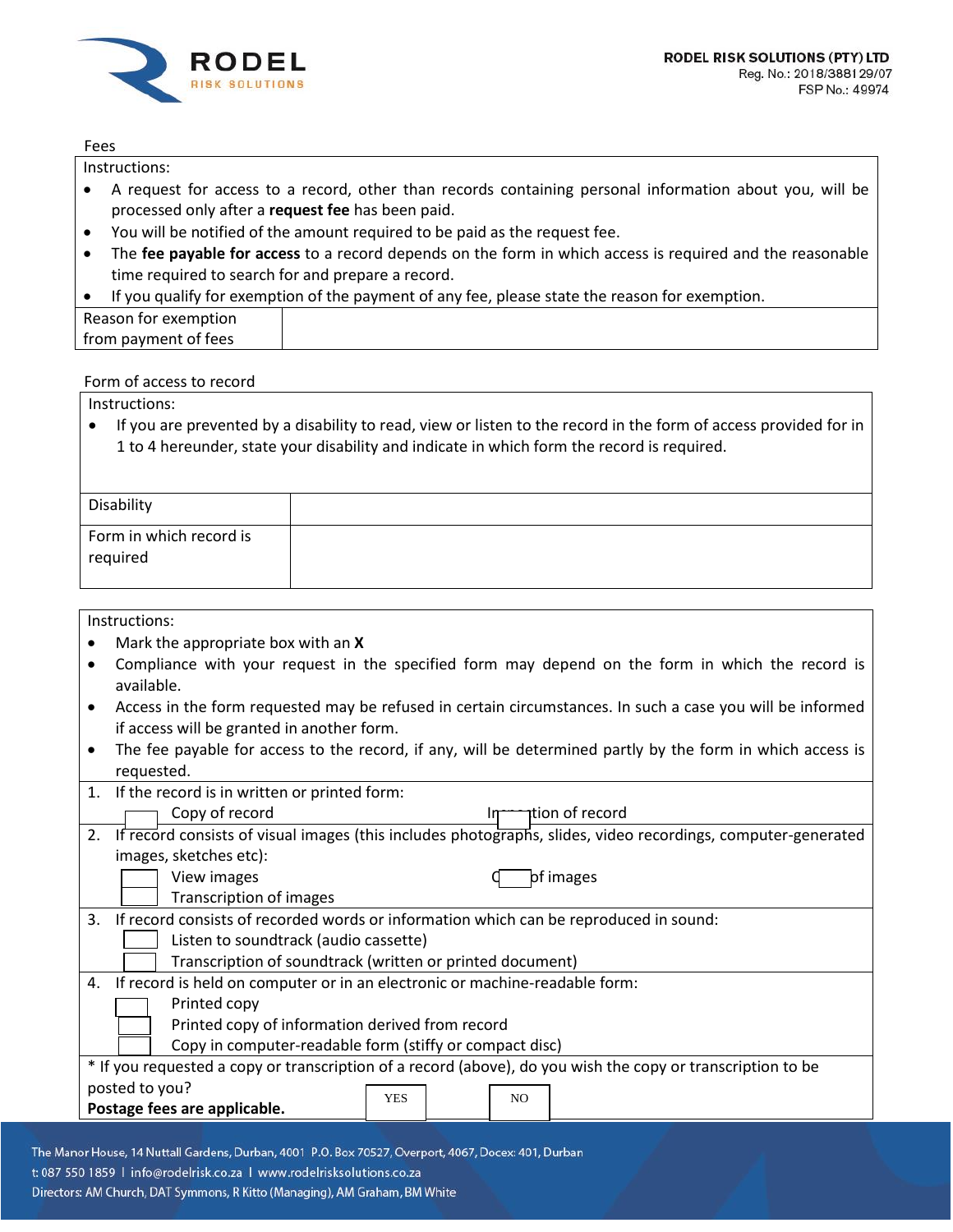Fees

| Instructions:<br>• A request for access to a record, other than records containing personal information about you, will be processed only after a **request fee** has been paid.<br>• You will be notified of the amount required to be paid as the request fee.<br>• The **fee payable for access** to a record depends on the form in which access is required and the reasonable time required to search for and prepare a record.<br>• If you qualify for exemption of the payment of any fee, please state the reason for exemption. | |
|---|---|
| Reason for exemption from payment of fees | |

Form of access to record

| Instructions:<br>• If you are prevented by a disability to read, view or listen to the record in the form of access provided for in 1 to 4 hereunder, state your disability and indicate in which form the record is required. | |
|---|---|
| Disability | |
| Form in which record is required | |

Instructions:

- Mark the appropriate box with an **X**
- Compliance with your request in the specified form may depend on the form in which the record is available.
- Access in the form requested may be refused in certain circumstances. In such a case you will be informed if access will be granted in another form.
- The fee payable for access to the record, if any, will be determined partly by the form in which access is requested.

1. If the record is in written or printed form:
   - ☐ Copy of record
   - ☐ Inspection of record
2. If record consists of visual images (this includes photographs, slides, video recordings, computer-generated images, sketches etc):
   - ☐ View images
   - ☐ Copy of images
   - ☐ Transcription of images
3. If record consists of recorded words or information which can be reproduced in sound:
   - ☐ Listen to soundtrack (audio cassette)
   - ☐ Transcription of soundtrack (written or printed document)
4. If record is held on computer or in an electronic or machine-readable form:
   - ☐ Printed copy
   - ☐ Printed copy of information derived from record
   - ☐ Copy in computer-readable form (stiffy or compact disc)

\* If you requested a copy or transcription of a record (above), do you wish the copy or transcription to be posted to you? ☐ YES ☐ NO

**Postage fees are applicable.**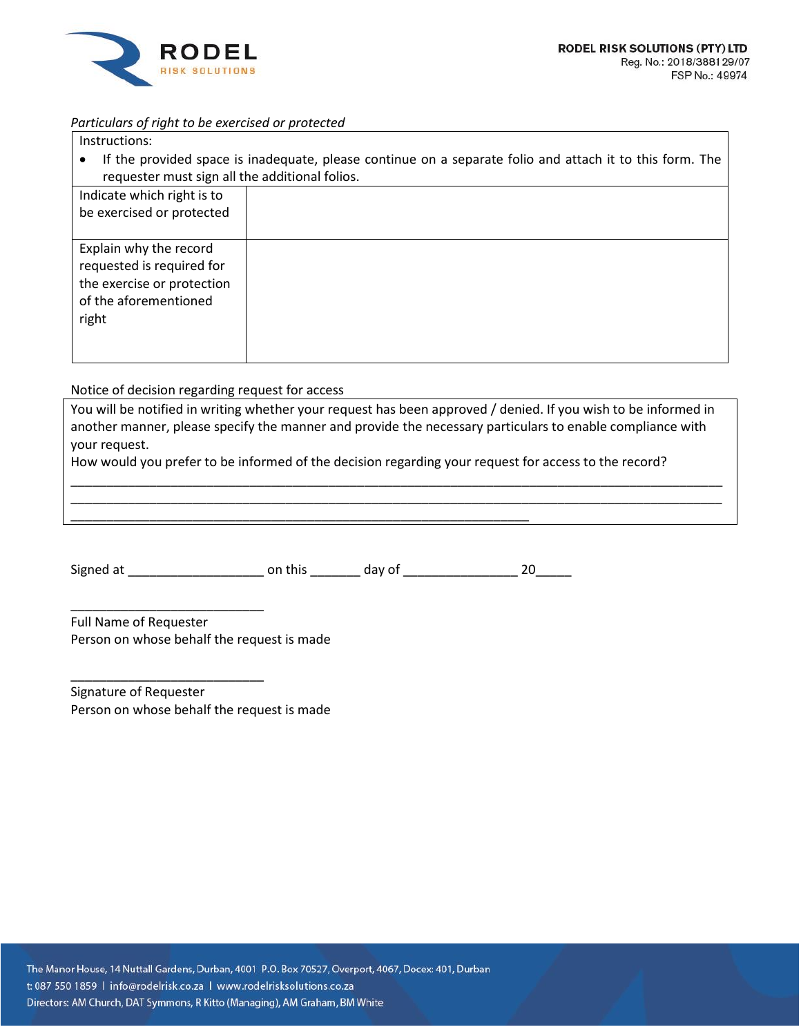*Particulars of right to be exercised or protected*

| Instructions:<br>• If the provided space is inadequate, please continue on a separate folio and attach it to this form. The requester must sign all the additional folios. | |
|---|---|
| Indicate which right is to be exercised or protected | |
| Explain why the record requested is required for the exercise or protection of the aforementioned right | |

Notice of decision regarding request for access

You will be notified in writing whether your request has been approved / denied. If you wish to be informed in another manner, please specify the manner and provide the necessary particulars to enable compliance with your request.

How would you prefer to be informed of the decision regarding your request for access to the record?

______________________________________________________________________________________________

______________________________________________________________________________________________

___________________________________________________________________

Signed at ___________________ on this _______ day of ________________ 20_____

___________________________

Full Name of Requester

Person on whose behalf the request is made

___________________________

Signature of Requester

Person on whose behalf the request is made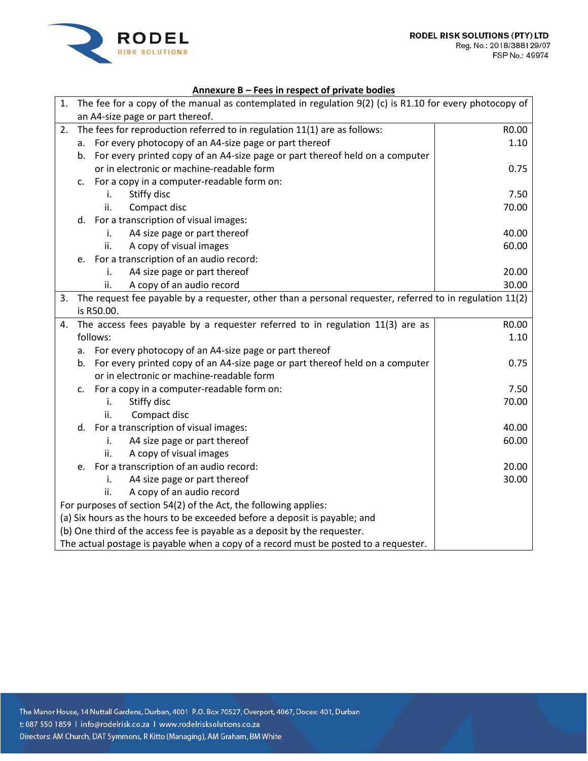**Annexure B – Fees in respect of private bodies**

| | |
|---|---|
| 1. The fee for a copy of the manual as contemplated in regulation 9(2) (c) is R1.10 for every photocopy of an A4-size page or part thereof. | |
| 2. The fees for reproduction referred to in regulation 11(1) are as follows: | R0.00 |
| a. For every photocopy of an A4-size page or part thereof | 1.10 |
| b. For every printed copy of an A4-size page or part thereof held on a computer or in electronic or machine-readable form | 0.75 |
| c. For a copy in a computer-readable form on: | |
| i. Stiffy disc | 7.50 |
| ii. Compact disc | 70.00 |
| d. For a transcription of visual images: | |
| i. A4 size page or part thereof | 40.00 |
| ii. A copy of visual images | 60.00 |
| e. For a transcription of an audio record: | |
| i. A4 size page or part thereof | 20.00 |
| ii. A copy of an audio record | 30.00 |
| 3. The request fee payable by a requester, other than a personal requester, referred to in regulation 11(2) is R50.00. | |
| 4. The access fees payable by a requester referred to in regulation 11(3) are as follows: | R0.00 |
| a. For every photocopy of an A4-size page or part thereof | 1.10 |
| b. For every printed copy of an A4-size page or part thereof held on a computer or in electronic or machine-readable form | 0.75 |
| c. For a copy in a computer-readable form on: | |
| i. Stiffy disc | 7.50 |
| ii. Compact disc | 70.00 |
| d. For a transcription of visual images: | |
| i. A4 size page or part thereof | 40.00 |
| ii. A copy of visual images | 60.00 |
| e. For a transcription of an audio record: | |
| i. A4 size page or part thereof | 20.00 |
| ii. A copy of an audio record | 30.00 |
| For purposes of section 54(2) of the Act, the following applies: | |
| (a) Six hours as the hours to be exceeded before a deposit is payable; and | |
| (b) One third of the access fee is payable as a deposit by the requester. | |
| The actual postage is payable when a copy of a record must be posted to a requester. | |